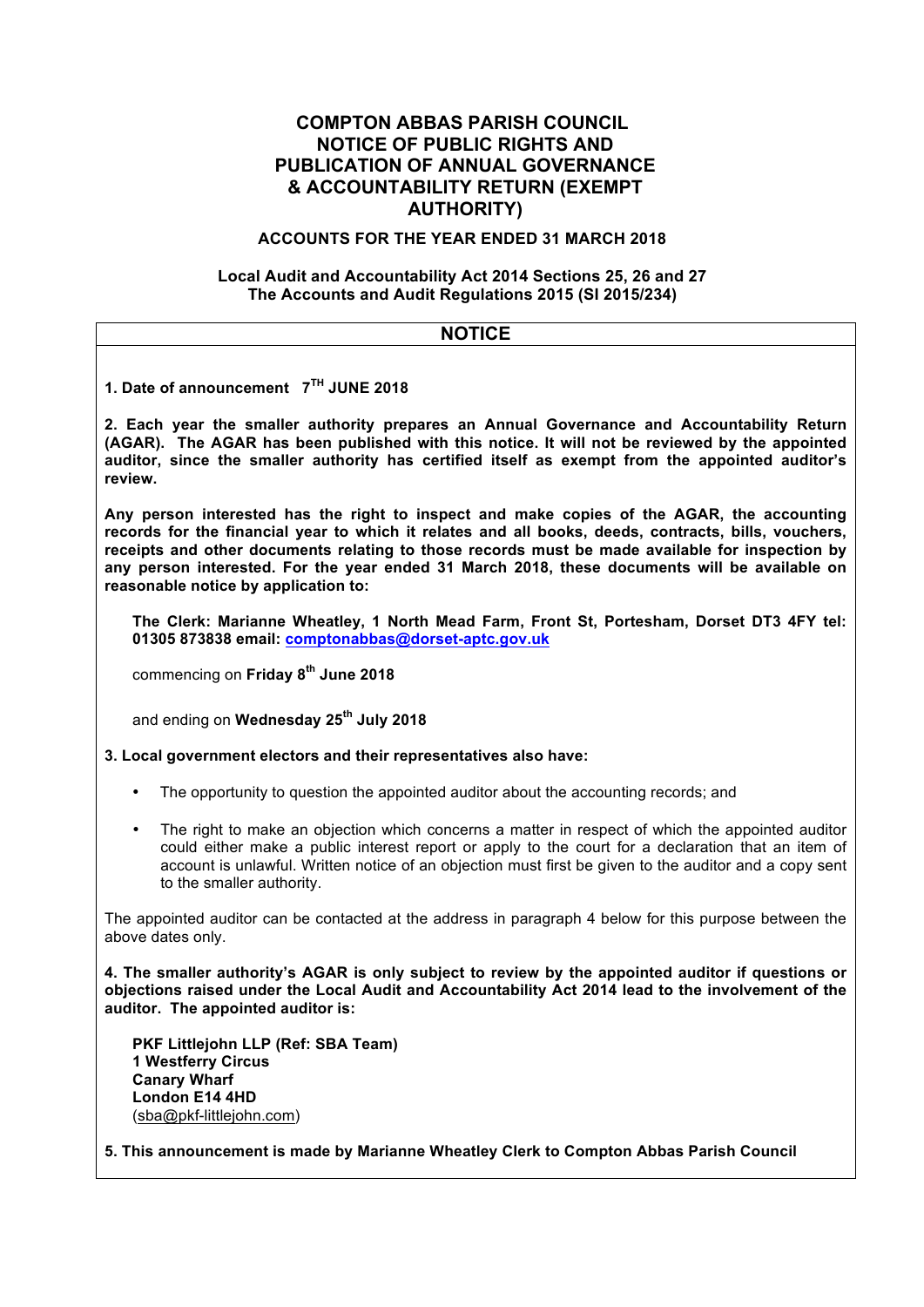# COMPTON ABBAS PARISH COUNCIL NOTICE OF PUBLIC RIGHTS AND PUBLICATION OF ANNUAL GOVERNANCE & ACCOUNTABILITY RETURN (EXEMPT AUTHORITY)

**ACCOUNTS FOR THE YEAR ENDED 31 MARCH 2018**

**Local Audit and Accountability Act 2014 Sections 25, 26 and 27**
**The Accounts and Audit Regulations 2015 (SI 2015/234)**

## NOTICE

**1. Date of announcement 7TH JUNE 2018**

**2. Each year the smaller authority prepares an Annual Governance and Accountability Return (AGAR). The AGAR has been published with this notice. It will not be reviewed by the appointed auditor, since the smaller authority has certified itself as exempt from the appointed auditor's review.**

**Any person interested has the right to inspect and make copies of the AGAR, the accounting records for the financial year to which it relates and all books, deeds, contracts, bills, vouchers, receipts and other documents relating to those records must be made available for inspection by any person interested. For the year ended 31 March 2018, these documents will be available on reasonable notice by application to:**

**The Clerk: Marianne Wheatley, 1 North Mead Farm, Front St, Portesham, Dorset DT3 4FY tel: 01305 873838 email: comptonabbas@dorset-aptc.gov.uk**

commencing on **Friday 8th June 2018**

and ending on **Wednesday 25th July 2018**

**3. Local government electors and their representatives also have:**

- The opportunity to question the appointed auditor about the accounting records; and
- The right to make an objection which concerns a matter in respect of which the appointed auditor could either make a public interest report or apply to the court for a declaration that an item of account is unlawful. Written notice of an objection must first be given to the auditor and a copy sent to the smaller authority.

The appointed auditor can be contacted at the address in paragraph 4 below for this purpose between the above dates only.

**4. The smaller authority's AGAR is only subject to review by the appointed auditor if questions or objections raised under the Local Audit and Accountability Act 2014 lead to the involvement of the auditor. The appointed auditor is:**

**PKF Littlejohn LLP (Ref: SBA Team)**
**1 Westferry Circus**
**Canary Wharf**
**London E14 4HD**
(sba@pkf-littlejohn.com)

**5. This announcement is made by Marianne Wheatley Clerk to Compton Abbas Parish Council**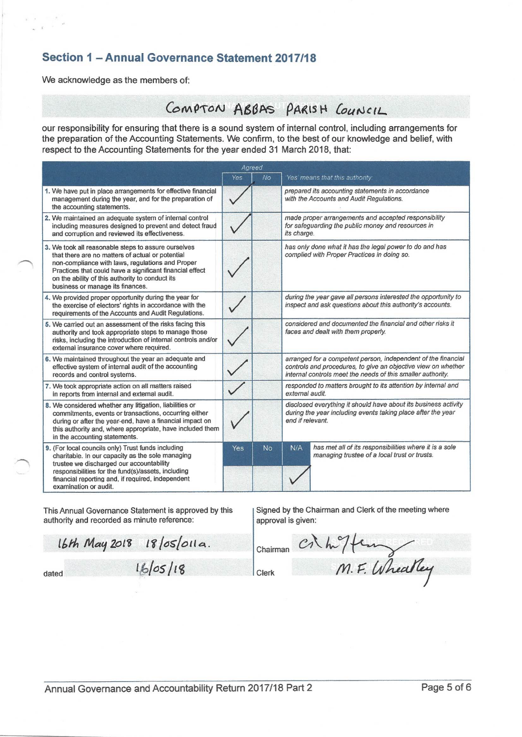## Section 1 – Annual Governance Statement 2017/18

We acknowledge as the members of:

COMPTON ABBAS PARISH COUNCIL

our responsibility for ensuring that there is a sound system of internal control, including arrangements for the preparation of the Accounting Statements. We confirm, to the best of our knowledge and belief, with respect to the Accounting Statements for the year ended 31 March 2018, that:

| | Agreed | | |
|---|---|---|---|
| | Yes | No | *'Yes' means that this authority:* |
| 1. We have put in place arrangements for effective financial management during the year, and for the preparation of the accounting statements. | ✓ | | *prepared its accounting statements in accordance with the Accounts and Audit Regulations.* |
| 2. We maintained an adequate system of internal control including measures designed to prevent and detect fraud and corruption and reviewed its effectiveness. | ✓ | | *made proper arrangements and accepted responsibility for safeguarding the public money and resources in its charge.* |
| 3. We took all reasonable steps to assure ourselves that there are no matters of actual or potential non-compliance with laws, regulations and Proper Practices that could have a significant financial effect on the ability of this authority to conduct its business or manage its finances. | ✓ | | *has only done what it has the legal power to do and has complied with Proper Practices in doing so.* |
| 4. We provided proper opportunity during the year for the exercise of electors' rights in accordance with the requirements of the Accounts and Audit Regulations. | ✓ | | *during the year gave all persons interested the opportunity to inspect and ask questions about this authority's accounts.* |
| 5. We carried out an assessment of the risks facing this authority and took appropriate steps to manage those risks, including the introduction of internal controls and/or external insurance cover where required. | ✓ | | *considered and documented the financial and other risks it faces and dealt with them properly.* |
| 6. We maintained throughout the year an adequate and effective system of internal audit of the accounting records and control systems. | ✓ | | *arranged for a competent person, independent of the financial controls and procedures, to give an objective view on whether internal controls meet the needs of this smaller authority.* |
| 7. We took appropriate action on all matters raised in reports from internal and external audit. | ✓ | | *responded to matters brought to its attention by internal and external audit.* |
| 8. We considered whether any litigation, liabilities or commitments, events or transactions, occurring either during or after the year-end, have a financial impact on this authority and, where appropriate, have included them in the accounting statements. | ✓ | | *disclosed everything it should have about its business activity during the year including events taking place after the year end if relevant.* |

| | Yes | No | N/A | |
|---|---|---|---|---|
| 9. (For local councils only) Trust funds including charitable. In our capacity as the sole managing trustee we discharged our accountability responsibilities for the fund(s)/assets, including financial reporting and, if required, independent examination or audit. | | | ✓ | *has met all of its responsibilities where it is a sole managing trustee of a local trust or trusts.* |

This Annual Governance Statement is approved by this authority and recorded as minute reference:

16th May 2018 18/05/011a.

dated 16/05/18

Signed by the Chairman and Clerk of the meeting where approval is given:

Chairman [signature]

Clerk M.F. Wheatley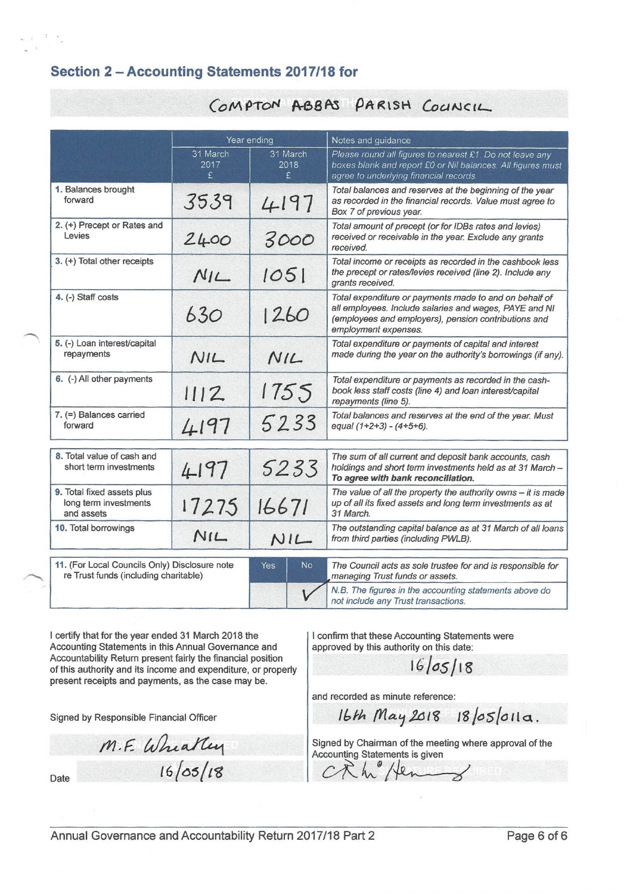## Section 2 – Accounting Statements 2017/18 for

COMPTON ABBAS PARISH COUNCIL

| | Year ending | | Notes and guidance |
|---|---|---|---|
| | 31 March 2017 £ | 31 March 2018 £ | *Please round all figures to nearest £1. Do not leave any boxes blank and report £0 or Nil balances. All figures must agree to underlying financial records.* |
| **1.** Balances brought forward | 3539 | 4197 | *Total balances and reserves at the beginning of the year as recorded in the financial records. Value must agree to Box 7 of previous year.* |
| **2.** (+) Precept or Rates and Levies | 2400 | 3000 | *Total amount of precept (or for IDBs rates and levies) received or receivable in the year. Exclude any grants received.* |
| **3.** (+) Total other receipts | NIL | 1051 | *Total income or receipts as recorded in the cashbook less the precept or rates/levies received (line 2). Include any grants received.* |
| **4.** (-) Staff costs | 630 | 1260 | *Total expenditure or payments made to and on behalf of all employees. Include salaries and wages, PAYE and NI (employees and employers), pension contributions and employment expenses.* |
| **5.** (-) Loan interest/capital repayments | NIL | NIL | *Total expenditure or payments of capital and interest made during the year on the authority's borrowings (if any).* |
| **6.** (-) All other payments | 1112 | 1755 | *Total expenditure or payments as recorded in the cash-book less staff costs (line 4) and loan interest/capital repayments (line 5).* |
| **7.** (=) Balances carried forward | 4197 | 5233 | *Total balances and reserves at the end of the year. Must equal (1+2+3) - (4+5+6).* |
| **8.** Total value of cash and short term investments | 4197 | 5233 | *The sum of all current and deposit bank accounts, cash holdings and short term investments held as at 31 March –* ***To agree with bank reconciliation.*** |
| **9.** Total fixed assets plus long term investments and assets | 17275 | 16671 | *The value of all the property the authority owns – it is made up of all its fixed assets and long term investments as at 31 March.* |
| **10.** Total borrowings | NIL | NIL | *The outstanding capital balance as at 31 March of all loans from third parties (including PWLB).* |

| | Yes | No | |
|---|---|---|---|
| **11.** (For Local Councils Only) Disclosure note re Trust funds (including charitable) | | ✓ | *The Council acts as sole trustee for and is responsible for managing Trust funds or assets.* *N.B. The figures in the accounting statements above do not include any Trust transactions.* |

I certify that for the year ended 31 March 2018 the Accounting Statements in this Annual Governance and Accountability Return present fairly the financial position of this authority and its income and expenditure, or properly present receipts and payments, as the case may be.

Signed by Responsible Financial Officer

M.F. Wheatley

Date 16/05/18

I confirm that these Accounting Statements were approved by this authority on this date:

16/05/18

and recorded as minute reference:

16th May 2018 18/05/011a.

Signed by Chairman of the meeting where approval of the Accounting Statements is given

C R McHenry